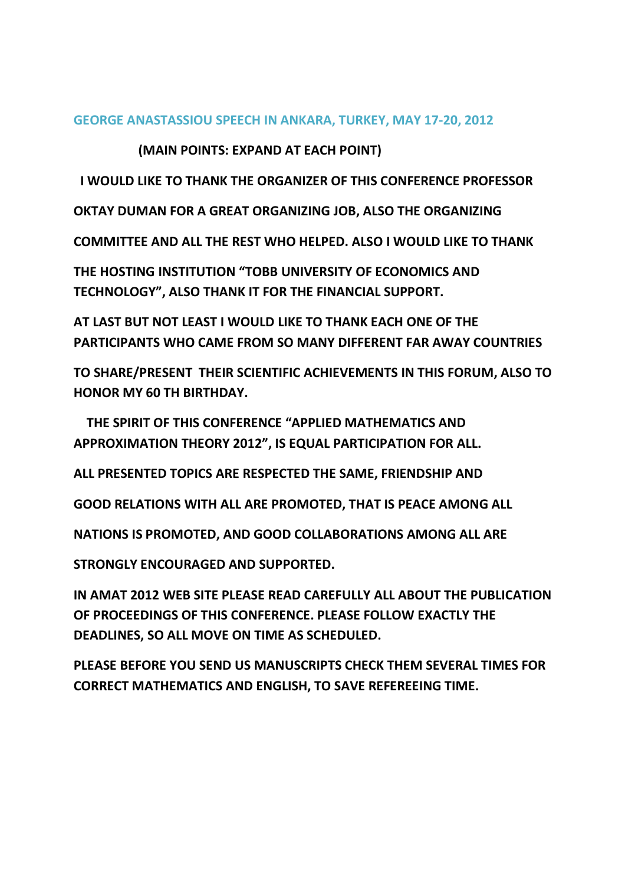# GEORGE ANASTASSIOU SPEECH IN ANKARA, TURKEY, MAY 17-20, 2012

**(MAIN POINTS: EXPAND AT EACH POINT)**

**I WOULD LIKE TO THANK THE ORGANIZER OF THIS CONFERENCE PROFESSOR OKTAY DUMAN FOR A GREAT ORGANIZING JOB, ALSO THE ORGANIZING COMMITTEE AND ALL THE REST WHO HELPED. ALSO I WOULD LIKE TO THANK THE HOSTING INSTITUTION "TOBB UNIVERSITY OF ECONOMICS AND TECHNOLOGY", ALSO THANK IT FOR THE FINANCIAL SUPPORT.**

**AT LAST BUT NOT LEAST I WOULD LIKE TO THANK EACH ONE OF THE PARTICIPANTS WHO CAME FROM SO MANY DIFFERENT FAR AWAY COUNTRIES TO SHARE/PRESENT THEIR SCIENTIFIC ACHIEVEMENTS IN THIS FORUM, ALSO TO HONOR MY 60 TH BIRTHDAY.**

**THE SPIRIT OF THIS CONFERENCE "APPLIED MATHEMATICS AND APPROXIMATION THEORY 2012", IS EQUAL PARTICIPATION FOR ALL.**

**ALL PRESENTED TOPICS ARE RESPECTED THE SAME, FRIENDSHIP AND GOOD RELATIONS WITH ALL ARE PROMOTED, THAT IS PEACE AMONG ALL NATIONS IS PROMOTED, AND GOOD COLLABORATIONS AMONG ALL ARE STRONGLY ENCOURAGED AND SUPPORTED.**

**IN AMAT 2012 WEB SITE PLEASE READ CAREFULLY ALL ABOUT THE PUBLICATION OF PROCEEDINGS OF THIS CONFERENCE. PLEASE FOLLOW EXACTLY THE DEADLINES, SO ALL MOVE ON TIME AS SCHEDULED.**

**PLEASE BEFORE YOU SEND US MANUSCRIPTS CHECK THEM SEVERAL TIMES FOR CORRECT MATHEMATICS AND ENGLISH, TO SAVE REFEREEING TIME.**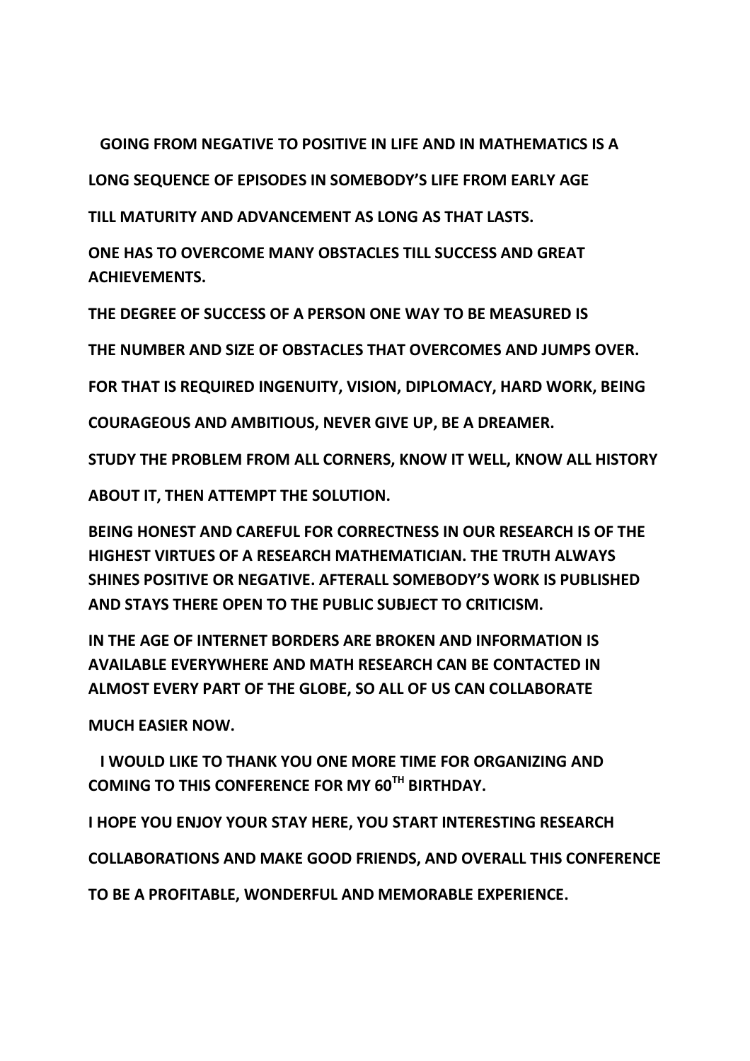**GOING FROM NEGATIVE TO POSITIVE IN LIFE AND IN MATHEMATICS IS A LONG SEQUENCE OF EPISODES IN SOMEBODY'S LIFE FROM EARLY AGE TILL MATURITY AND ADVANCEMENT AS LONG AS THAT LASTS.**

**ONE HAS TO OVERCOME MANY OBSTACLES TILL SUCCESS AND GREAT ACHIEVEMENTS.**

**THE DEGREE OF SUCCESS OF A PERSON ONE WAY TO BE MEASURED IS THE NUMBER AND SIZE OF OBSTACLES THAT OVERCOMES AND JUMPS OVER.**

**FOR THAT IS REQUIRED INGENUITY, VISION, DIPLOMACY, HARD WORK, BEING COURAGEOUS AND AMBITIOUS, NEVER GIVE UP, BE A DREAMER.**

**STUDY THE PROBLEM FROM ALL CORNERS, KNOW IT WELL, KNOW ALL HISTORY ABOUT IT, THEN ATTEMPT THE SOLUTION.**

**BEING HONEST AND CAREFUL FOR CORRECTNESS IN OUR RESEARCH IS OF THE HIGHEST VIRTUES OF A RESEARCH MATHEMATICIAN. THE TRUTH ALWAYS SHINES POSITIVE OR NEGATIVE. AFTERALL SOMEBODY'S WORK IS PUBLISHED AND STAYS THERE OPEN TO THE PUBLIC SUBJECT TO CRITICISM.**

**IN THE AGE OF INTERNET BORDERS ARE BROKEN AND INFORMATION IS AVAILABLE EVERYWHERE AND MATH RESEARCH CAN BE CONTACTED IN ALMOST EVERY PART OF THE GLOBE, SO ALL OF US CAN COLLABORATE MUCH EASIER NOW.**

**I WOULD LIKE TO THANK YOU ONE MORE TIME FOR ORGANIZING AND COMING TO THIS CONFERENCE FOR MY 60$^{TH}$ BIRTHDAY.**

**I HOPE YOU ENJOY YOUR STAY HERE, YOU START INTERESTING RESEARCH COLLABORATIONS AND MAKE GOOD FRIENDS, AND OVERALL THIS CONFERENCE TO BE A PROFITABLE, WONDERFUL AND MEMORABLE EXPERIENCE.**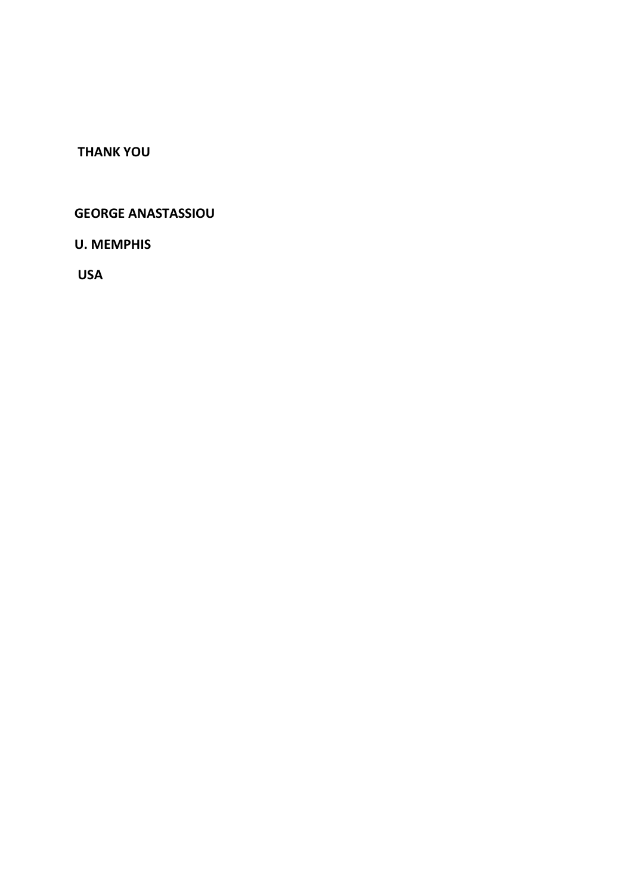**THANK YOU**

**GEORGE ANASTASSIOU**

**U. MEMPHIS**

**USA**